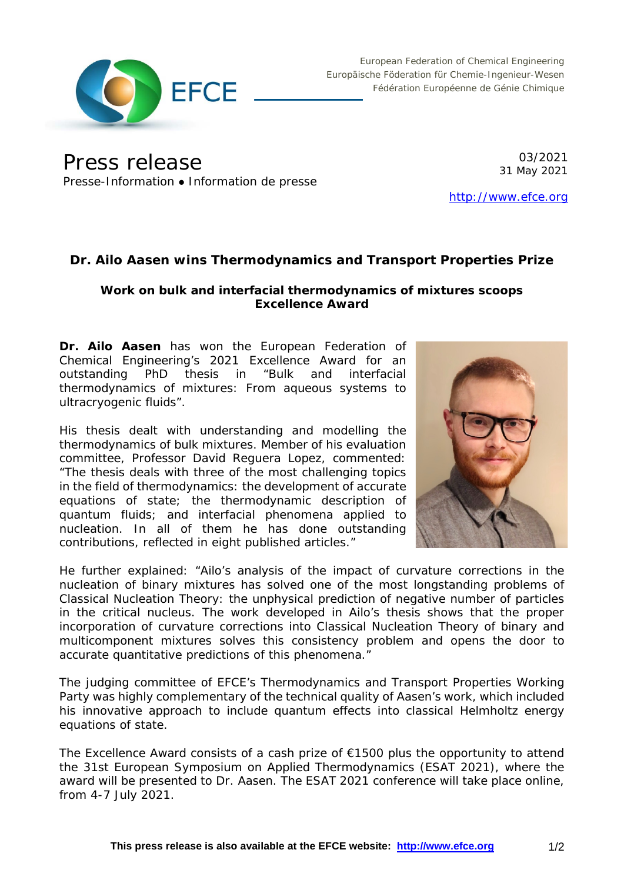European Federation of Chemical Engineering
Europäische Föderation für Chemie-Ingenieur-Wesen
Fédération Européenne de Génie Chimique

# Press release

Presse-Information • Information de presse

03/2021
31 May 2021

http://www.efce.org

## Dr. Ailo Aasen wins Thermodynamics and Transport Properties Prize

### Work on bulk and interfacial thermodynamics of mixtures scoops Excellence Award

**Dr. Ailo Aasen** has won the European Federation of Chemical Engineering's 2021 Excellence Award for an outstanding PhD thesis in "Bulk and interfacial thermodynamics of mixtures: From aqueous systems to ultracryogenic fluids".

His thesis dealt with understanding and modelling the thermodynamics of bulk mixtures. Member of his evaluation committee, Professor David Reguera Lopez, commented: "The thesis deals with three of the most challenging topics in the field of thermodynamics: the development of accurate equations of state; the thermodynamic description of quantum fluids; and interfacial phenomena applied to nucleation. In all of them he has done outstanding contributions, reflected in eight published articles."

He further explained: "Ailo's analysis of the impact of curvature corrections in the nucleation of binary mixtures has solved one of the most longstanding problems of Classical Nucleation Theory: the unphysical prediction of negative number of particles in the critical nucleus. The work developed in Ailo's thesis shows that the proper incorporation of curvature corrections into Classical Nucleation Theory of binary and multicomponent mixtures solves this consistency problem and opens the door to accurate quantitative predictions of this phenomena."

The judging committee of EFCE's Thermodynamics and Transport Properties Working Party was highly complementary of the technical quality of Aasen's work, which included his innovative approach to include quantum effects into classical Helmholtz energy equations of state.

The Excellence Award consists of a cash prize of €1500 plus the opportunity to attend the 31st European Symposium on Applied Thermodynamics (ESAT 2021), where the award will be presented to Dr. Aasen. The ESAT 2021 conference will take place online, from 4-7 July 2021.

**This press release is also available at the EFCE website: http://www.efce.org**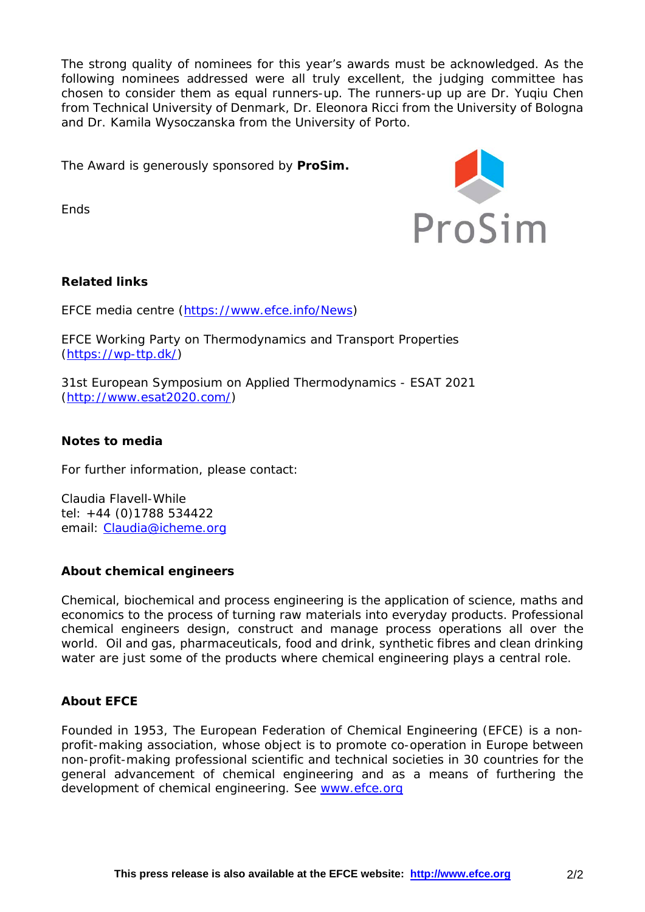The strong quality of nominees for this year's awards must be acknowledged. As the following nominees addressed were all truly excellent, the judging committee has chosen to consider them as equal runners-up. The runners-up up are Dr. Yuqiu Chen from Technical University of Denmark, Dr. Eleonora Ricci from the University of Bologna and Dr. Kamila Wysoczanska from the University of Porto.

The Award is generously sponsored by **ProSim.**

Ends

**Related links**

EFCE media centre (https://www.efce.info/News)

EFCE Working Party on Thermodynamics and Transport Properties (https://wp-ttp.dk/)

31st European Symposium on Applied Thermodynamics - ESAT 2021 (http://www.esat2020.com/)

**Notes to media**

For further information, please contact:

Claudia Flavell-While
tel: +44 (0)1788 534422
email: Claudia@icheme.org

**About chemical engineers**

Chemical, biochemical and process engineering is the application of science, maths and economics to the process of turning raw materials into everyday products. Professional chemical engineers design, construct and manage process operations all over the world. Oil and gas, pharmaceuticals, food and drink, synthetic fibres and clean drinking water are just some of the products where chemical engineering plays a central role.

**About EFCE**

Founded in 1953, The European Federation of Chemical Engineering (EFCE) is a non-profit-making association, whose object is to promote co-operation in Europe between non-profit-making professional scientific and technical societies in 30 countries for the general advancement of chemical engineering and as a means of furthering the development of chemical engineering. See www.efce.org

**This press release is also available at the EFCE website: http://www.efce.org**